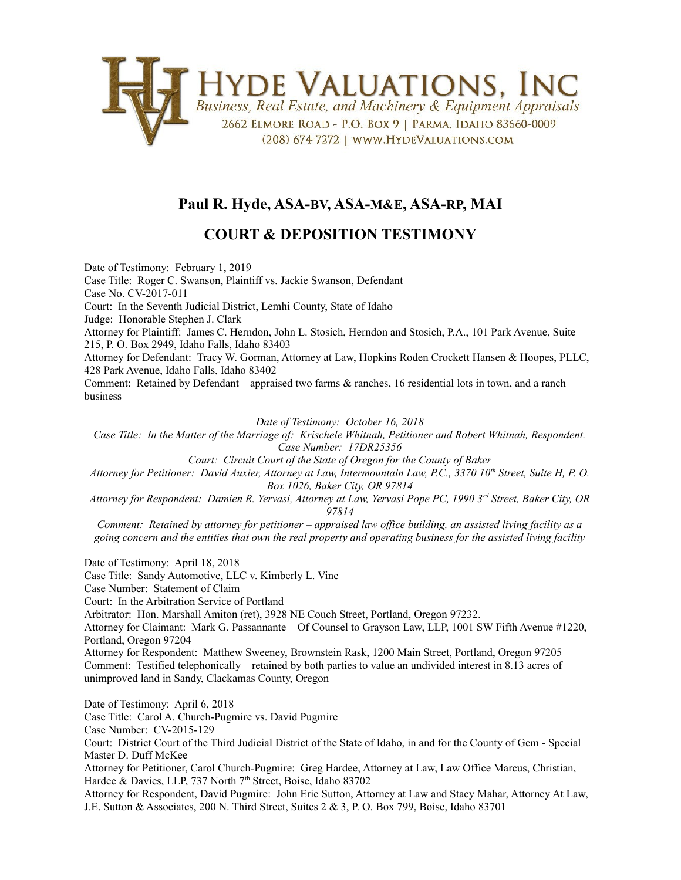HYDE VALUATIONS, INC

*Business, Real Estate, and Machinery & Equipment Appraisals*

2662 ELMORE ROAD - P.O. BOX 9 | PARMA, IDAHO 83660-0009

(208) 674-7272 | WWW.HYDEVALUATIONS.COM

# Paul R. Hyde, ASA-BV, ASA-M&E, ASA-RP, MAI

## COURT & DEPOSITION TESTIMONY

Date of Testimony: February 1, 2019
Case Title: Roger C. Swanson, Plaintiff vs. Jackie Swanson, Defendant
Case No. CV-2017-011
Court: In the Seventh Judicial District, Lemhi County, State of Idaho
Judge: Honorable Stephen J. Clark
Attorney for Plaintiff: James C. Herndon, John L. Stosich, Herndon and Stosich, P.A., 101 Park Avenue, Suite 215, P. O. Box 2949, Idaho Falls, Idaho 83403
Attorney for Defendant: Tracy W. Gorman, Attorney at Law, Hopkins Roden Crockett Hansen & Hoopes, PLLC, 428 Park Avenue, Idaho Falls, Idaho 83402
Comment: Retained by Defendant – appraised two farms & ranches, 16 residential lots in town, and a ranch business

*Date of Testimony: October 16, 2018*
*Case Title: In the Matter of the Marriage of: Krischele Whitnah, Petitioner and Robert Whitnah, Respondent.*
*Case Number: 17DR25356*
*Court: Circuit Court of the State of Oregon for the County of Baker*
*Attorney for Petitioner: David Auxier, Attorney at Law, Intermountain Law, P.C., 3370 10th Street, Suite H, P. O. Box 1026, Baker City, OR 97814*
*Attorney for Respondent: Damien R. Yervasi, Attorney at Law, Yervasi Pope PC, 1990 3rd Street, Baker City, OR 97814*
*Comment: Retained by attorney for petitioner – appraised law office building, an assisted living facility as a going concern and the entities that own the real property and operating business for the assisted living facility*

Date of Testimony: April 18, 2018
Case Title: Sandy Automotive, LLC v. Kimberly L. Vine
Case Number: Statement of Claim
Court: In the Arbitration Service of Portland
Arbitrator: Hon. Marshall Amiton (ret), 3928 NE Couch Street, Portland, Oregon 97232.
Attorney for Claimant: Mark G. Passannante – Of Counsel to Grayson Law, LLP, 1001 SW Fifth Avenue #1220, Portland, Oregon 97204
Attorney for Respondent: Matthew Sweeney, Brownstein Rask, 1200 Main Street, Portland, Oregon 97205
Comment: Testified telephonically – retained by both parties to value an undivided interest in 8.13 acres of unimproved land in Sandy, Clackamas County, Oregon

Date of Testimony: April 6, 2018
Case Title: Carol A. Church-Pugmire vs. David Pugmire
Case Number: CV-2015-129
Court: District Court of the Third Judicial District of the State of Idaho, in and for the County of Gem - Special Master D. Duff McKee
Attorney for Petitioner, Carol Church-Pugmire: Greg Hardee, Attorney at Law, Law Office Marcus, Christian, Hardee & Davies, LLP, 737 North 7th Street, Boise, Idaho 83702
Attorney for Respondent, David Pugmire: John Eric Sutton, Attorney at Law and Stacy Mahar, Attorney At Law, J.E. Sutton & Associates, 200 N. Third Street, Suites 2 & 3, P. O. Box 799, Boise, Idaho 83701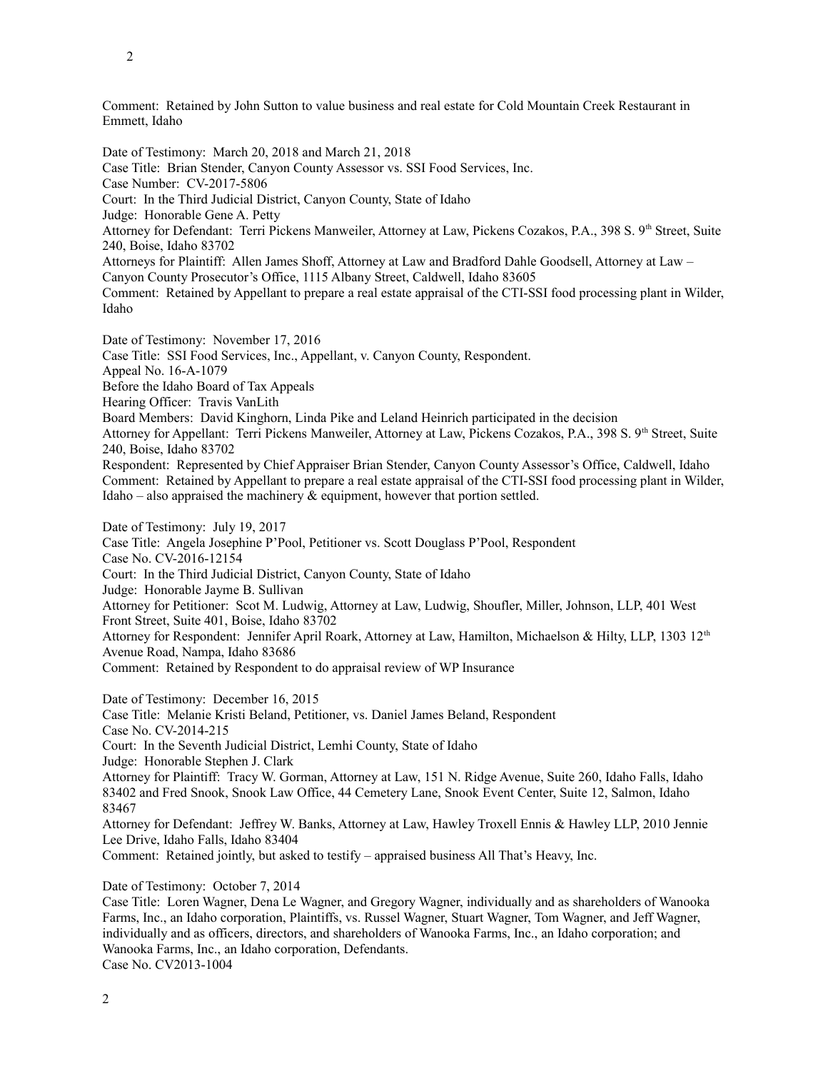Comment: Retained by John Sutton to value business and real estate for Cold Mountain Creek Restaurant in Emmett, Idaho

Date of Testimony: March 20, 2018 and March 21, 2018
Case Title: Brian Stender, Canyon County Assessor vs. SSI Food Services, Inc.
Case Number: CV-2017-5806
Court: In the Third Judicial District, Canyon County, State of Idaho
Judge: Honorable Gene A. Petty
Attorney for Defendant: Terri Pickens Manweiler, Attorney at Law, Pickens Cozakos, P.A., 398 S. 9th Street, Suite 240, Boise, Idaho 83702
Attorneys for Plaintiff: Allen James Shoff, Attorney at Law and Bradford Dahle Goodsell, Attorney at Law – Canyon County Prosecutor's Office, 1115 Albany Street, Caldwell, Idaho 83605
Comment: Retained by Appellant to prepare a real estate appraisal of the CTI-SSI food processing plant in Wilder, Idaho

Date of Testimony: November 17, 2016
Case Title: SSI Food Services, Inc., Appellant, v. Canyon County, Respondent.
Appeal No. 16-A-1079
Before the Idaho Board of Tax Appeals
Hearing Officer: Travis VanLith
Board Members: David Kinghorn, Linda Pike and Leland Heinrich participated in the decision
Attorney for Appellant: Terri Pickens Manweiler, Attorney at Law, Pickens Cozakos, P.A., 398 S. 9th Street, Suite 240, Boise, Idaho 83702
Respondent: Represented by Chief Appraiser Brian Stender, Canyon County Assessor's Office, Caldwell, Idaho
Comment: Retained by Appellant to prepare a real estate appraisal of the CTI-SSI food processing plant in Wilder, Idaho – also appraised the machinery & equipment, however that portion settled.

Date of Testimony: July 19, 2017
Case Title: Angela Josephine P'Pool, Petitioner vs. Scott Douglass P'Pool, Respondent
Case No. CV-2016-12154
Court: In the Third Judicial District, Canyon County, State of Idaho
Judge: Honorable Jayme B. Sullivan
Attorney for Petitioner: Scot M. Ludwig, Attorney at Law, Ludwig, Shoufler, Miller, Johnson, LLP, 401 West Front Street, Suite 401, Boise, Idaho 83702
Attorney for Respondent: Jennifer April Roark, Attorney at Law, Hamilton, Michaelson & Hilty, LLP, 1303 12th Avenue Road, Nampa, Idaho 83686
Comment: Retained by Respondent to do appraisal review of WP Insurance

Date of Testimony: December 16, 2015
Case Title: Melanie Kristi Beland, Petitioner, vs. Daniel James Beland, Respondent
Case No. CV-2014-215
Court: In the Seventh Judicial District, Lemhi County, State of Idaho
Judge: Honorable Stephen J. Clark
Attorney for Plaintiff: Tracy W. Gorman, Attorney at Law, 151 N. Ridge Avenue, Suite 260, Idaho Falls, Idaho 83402 and Fred Snook, Snook Law Office, 44 Cemetery Lane, Snook Event Center, Suite 12, Salmon, Idaho 83467
Attorney for Defendant: Jeffrey W. Banks, Attorney at Law, Hawley Troxell Ennis & Hawley LLP, 2010 Jennie Lee Drive, Idaho Falls, Idaho 83404
Comment: Retained jointly, but asked to testify – appraised business All That's Heavy, Inc.

Date of Testimony: October 7, 2014
Case Title: Loren Wagner, Dena Le Wagner, and Gregory Wagner, individually and as shareholders of Wanooka Farms, Inc., an Idaho corporation, Plaintiffs, vs. Russel Wagner, Stuart Wagner, Tom Wagner, and Jeff Wagner, individually and as officers, directors, and shareholders of Wanooka Farms, Inc., an Idaho corporation; and Wanooka Farms, Inc., an Idaho corporation, Defendants.
Case No. CV2013-1004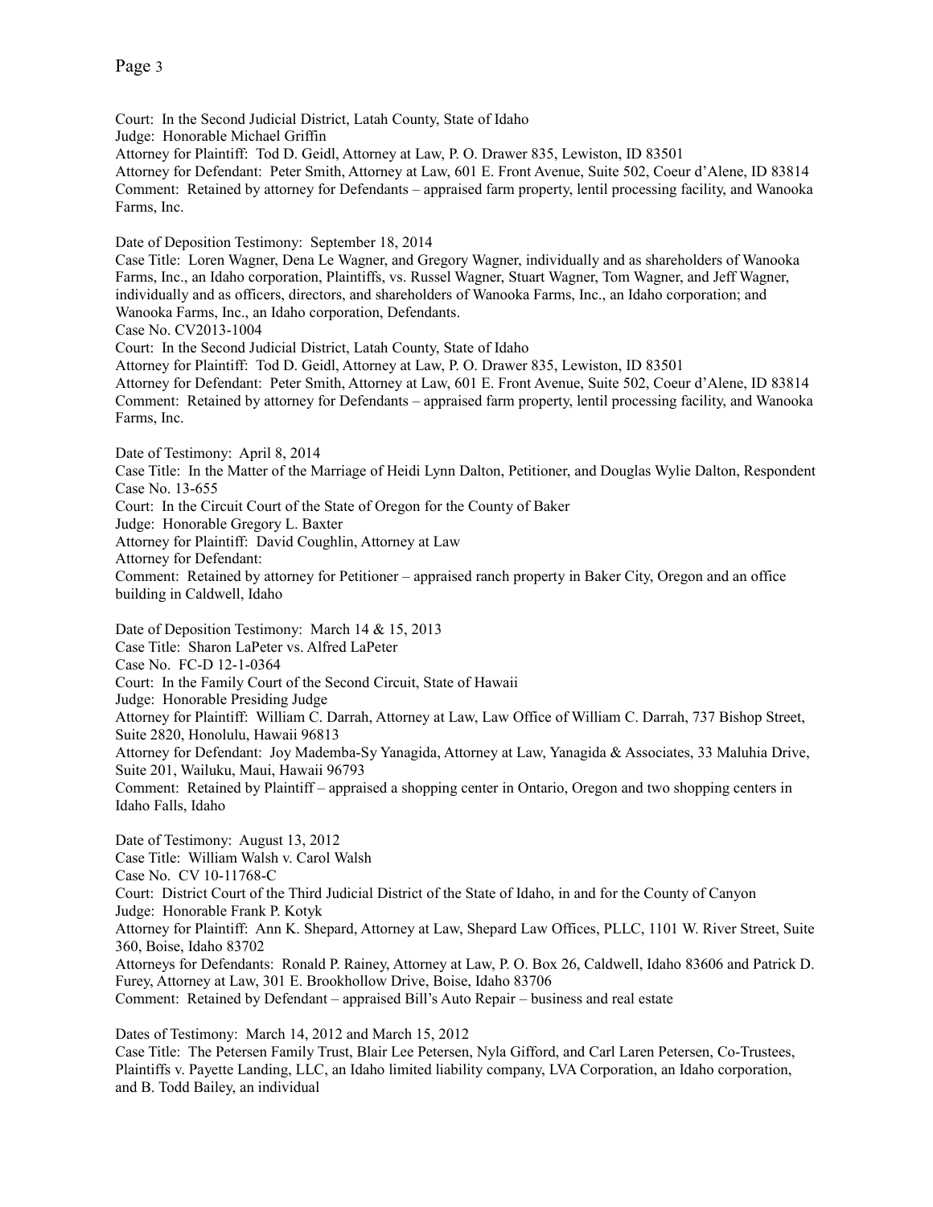Court: In the Second Judicial District, Latah County, State of Idaho
Judge: Honorable Michael Griffin
Attorney for Plaintiff: Tod D. Geidl, Attorney at Law, P. O. Drawer 835, Lewiston, ID 83501
Attorney for Defendant: Peter Smith, Attorney at Law, 601 E. Front Avenue, Suite 502, Coeur d'Alene, ID 83814
Comment: Retained by attorney for Defendants – appraised farm property, lentil processing facility, and Wanooka Farms, Inc.

Date of Deposition Testimony: September 18, 2014
Case Title: Loren Wagner, Dena Le Wagner, and Gregory Wagner, individually and as shareholders of Wanooka Farms, Inc., an Idaho corporation, Plaintiffs, vs. Russel Wagner, Stuart Wagner, Tom Wagner, and Jeff Wagner, individually and as officers, directors, and shareholders of Wanooka Farms, Inc., an Idaho corporation; and Wanooka Farms, Inc., an Idaho corporation, Defendants.
Case No. CV2013-1004
Court: In the Second Judicial District, Latah County, State of Idaho
Attorney for Plaintiff: Tod D. Geidl, Attorney at Law, P. O. Drawer 835, Lewiston, ID 83501
Attorney for Defendant: Peter Smith, Attorney at Law, 601 E. Front Avenue, Suite 502, Coeur d'Alene, ID 83814
Comment: Retained by attorney for Defendants – appraised farm property, lentil processing facility, and Wanooka Farms, Inc.

Date of Testimony: April 8, 2014
Case Title: In the Matter of the Marriage of Heidi Lynn Dalton, Petitioner, and Douglas Wylie Dalton, Respondent
Case No. 13-655
Court: In the Circuit Court of the State of Oregon for the County of Baker
Judge: Honorable Gregory L. Baxter
Attorney for Plaintiff: David Coughlin, Attorney at Law
Attorney for Defendant:
Comment: Retained by attorney for Petitioner – appraised ranch property in Baker City, Oregon and an office building in Caldwell, Idaho

Date of Deposition Testimony: March 14 & 15, 2013
Case Title: Sharon LaPeter vs. Alfred LaPeter
Case No. FC-D 12-1-0364
Court: In the Family Court of the Second Circuit, State of Hawaii
Judge: Honorable Presiding Judge
Attorney for Plaintiff: William C. Darrah, Attorney at Law, Law Office of William C. Darrah, 737 Bishop Street, Suite 2820, Honolulu, Hawaii 96813
Attorney for Defendant: Joy Mademba-Sy Yanagida, Attorney at Law, Yanagida & Associates, 33 Maluhia Drive, Suite 201, Wailuku, Maui, Hawaii 96793
Comment: Retained by Plaintiff – appraised a shopping center in Ontario, Oregon and two shopping centers in Idaho Falls, Idaho

Date of Testimony: August 13, 2012
Case Title: William Walsh v. Carol Walsh
Case No. CV 10-11768-C
Court: District Court of the Third Judicial District of the State of Idaho, in and for the County of Canyon
Judge: Honorable Frank P. Kotyk
Attorney for Plaintiff: Ann K. Shepard, Attorney at Law, Shepard Law Offices, PLLC, 1101 W. River Street, Suite 360, Boise, Idaho 83702
Attorneys for Defendants: Ronald P. Rainey, Attorney at Law, P. O. Box 26, Caldwell, Idaho 83606 and Patrick D. Furey, Attorney at Law, 301 E. Brookhollow Drive, Boise, Idaho 83706
Comment: Retained by Defendant – appraised Bill's Auto Repair – business and real estate

Dates of Testimony: March 14, 2012 and March 15, 2012
Case Title: The Petersen Family Trust, Blair Lee Petersen, Nyla Gifford, and Carl Laren Petersen, Co-Trustees, Plaintiffs v. Payette Landing, LLC, an Idaho limited liability company, LVA Corporation, an Idaho corporation, and B. Todd Bailey, an individual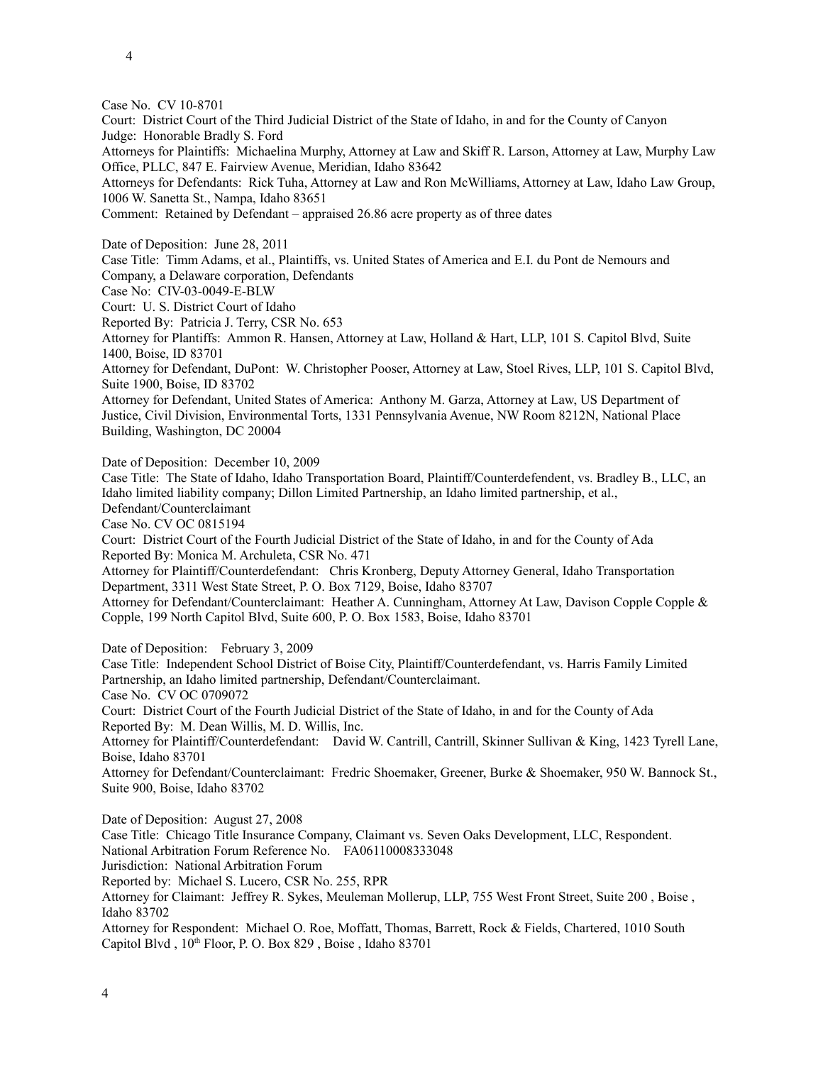Case No. CV 10-8701
Court: District Court of the Third Judicial District of the State of Idaho, in and for the County of Canyon
Judge: Honorable Bradly S. Ford
Attorneys for Plaintiffs: Michaelina Murphy, Attorney at Law and Skiff R. Larson, Attorney at Law, Murphy Law Office, PLLC, 847 E. Fairview Avenue, Meridian, Idaho 83642
Attorneys for Defendants: Rick Tuha, Attorney at Law and Ron McWilliams, Attorney at Law, Idaho Law Group, 1006 W. Sanetta St., Nampa, Idaho 83651
Comment: Retained by Defendant – appraised 26.86 acre property as of three dates

Date of Deposition: June 28, 2011
Case Title: Timm Adams, et al., Plaintiffs, vs. United States of America and E.I. du Pont de Nemours and Company, a Delaware corporation, Defendants
Case No: CIV-03-0049-E-BLW
Court: U. S. District Court of Idaho
Reported By: Patricia J. Terry, CSR No. 653
Attorney for Plantiffs: Ammon R. Hansen, Attorney at Law, Holland & Hart, LLP, 101 S. Capitol Blvd, Suite 1400, Boise, ID 83701
Attorney for Defendant, DuPont: W. Christopher Pooser, Attorney at Law, Stoel Rives, LLP, 101 S. Capitol Blvd, Suite 1900, Boise, ID 83702
Attorney for Defendant, United States of America: Anthony M. Garza, Attorney at Law, US Department of Justice, Civil Division, Environmental Torts, 1331 Pennsylvania Avenue, NW Room 8212N, National Place Building, Washington, DC 20004

Date of Deposition: December 10, 2009
Case Title: The State of Idaho, Idaho Transportation Board, Plaintiff/Counterdefendent, vs. Bradley B., LLC, an Idaho limited liability company; Dillon Limited Partnership, an Idaho limited partnership, et al., Defendant/Counterclaimant
Case No. CV OC 0815194
Court: District Court of the Fourth Judicial District of the State of Idaho, in and for the County of Ada
Reported By: Monica M. Archuleta, CSR No. 471
Attorney for Plaintiff/Counterdefendant: Chris Kronberg, Deputy Attorney General, Idaho Transportation Department, 3311 West State Street, P. O. Box 7129, Boise, Idaho 83707
Attorney for Defendant/Counterclaimant: Heather A. Cunningham, Attorney At Law, Davison Copple Copple & Copple, 199 North Capitol Blvd, Suite 600, P. O. Box 1583, Boise, Idaho 83701

Date of Deposition: February 3, 2009
Case Title: Independent School District of Boise City, Plaintiff/Counterdefendant, vs. Harris Family Limited Partnership, an Idaho limited partnership, Defendant/Counterclaimant.
Case No. CV OC 0709072
Court: District Court of the Fourth Judicial District of the State of Idaho, in and for the County of Ada
Reported By: M. Dean Willis, M. D. Willis, Inc.
Attorney for Plaintiff/Counterdefendant: David W. Cantrill, Cantrill, Skinner Sullivan & King, 1423 Tyrell Lane, Boise, Idaho 83701
Attorney for Defendant/Counterclaimant: Fredric Shoemaker, Greener, Burke & Shoemaker, 950 W. Bannock St., Suite 900, Boise, Idaho 83702

Date of Deposition: August 27, 2008
Case Title: Chicago Title Insurance Company, Claimant vs. Seven Oaks Development, LLC, Respondent.
National Arbitration Forum Reference No. FA06110008333048
Jurisdiction: National Arbitration Forum
Reported by: Michael S. Lucero, CSR No. 255, RPR
Attorney for Claimant: Jeffrey R. Sykes, Meuleman Mollerup, LLP, 755 West Front Street, Suite 200 , Boise , Idaho 83702
Attorney for Respondent: Michael O. Roe, Moffatt, Thomas, Barrett, Rock & Fields, Chartered, 1010 South Capitol Blvd , 10th Floor, P. O. Box 829 , Boise , Idaho 83701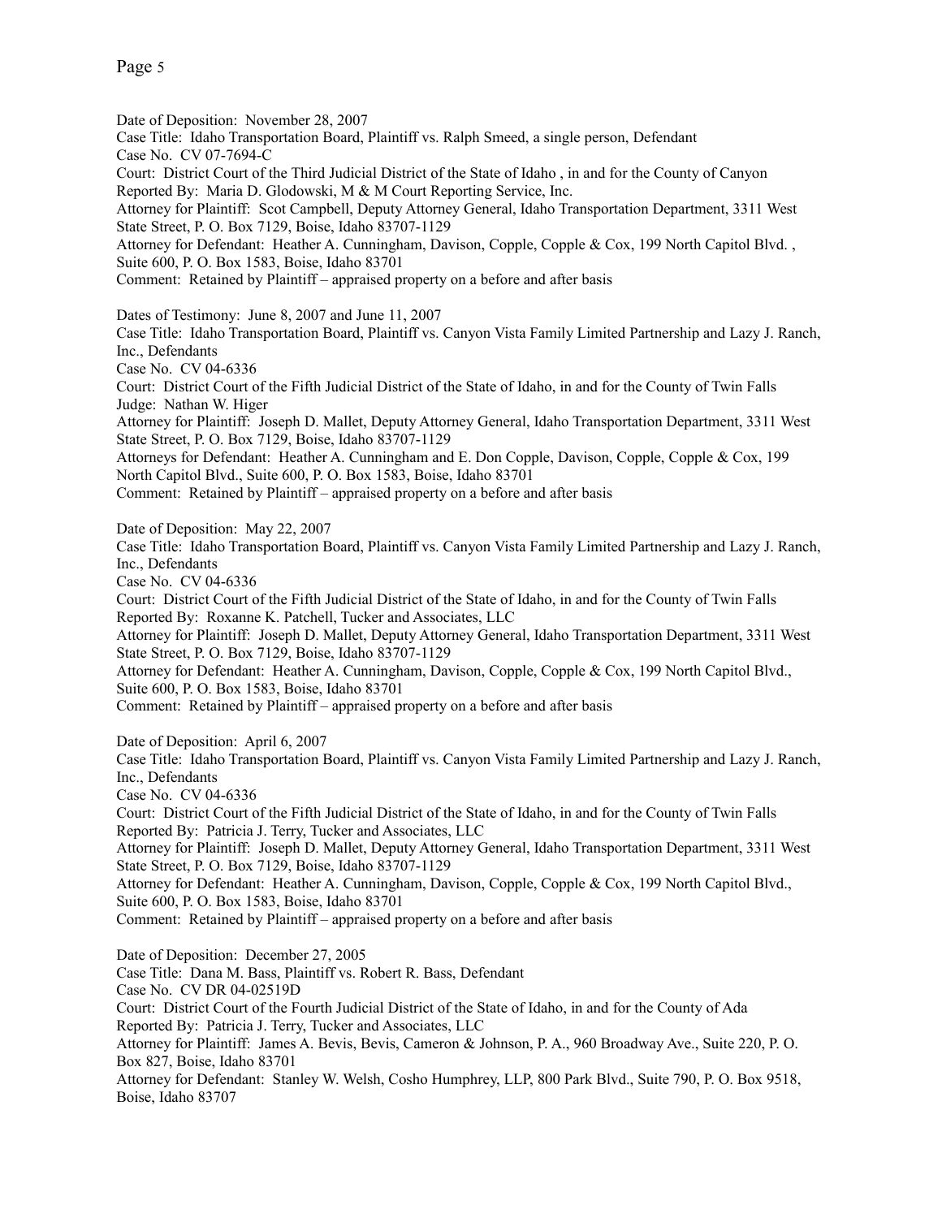Date of Deposition: November 28, 2007
Case Title: Idaho Transportation Board, Plaintiff vs. Ralph Smeed, a single person, Defendant
Case No. CV 07-7694-C
Court: District Court of the Third Judicial District of the State of Idaho , in and for the County of Canyon
Reported By: Maria D. Glodowski, M & M Court Reporting Service, Inc.
Attorney for Plaintiff: Scot Campbell, Deputy Attorney General, Idaho Transportation Department, 3311 West State Street, P. O. Box 7129, Boise, Idaho 83707-1129
Attorney for Defendant: Heather A. Cunningham, Davison, Copple, Copple & Cox, 199 North Capitol Blvd. , Suite 600, P. O. Box 1583, Boise, Idaho 83701
Comment: Retained by Plaintiff – appraised property on a before and after basis

Dates of Testimony: June 8, 2007 and June 11, 2007
Case Title: Idaho Transportation Board, Plaintiff vs. Canyon Vista Family Limited Partnership and Lazy J. Ranch, Inc., Defendants
Case No. CV 04-6336
Court: District Court of the Fifth Judicial District of the State of Idaho, in and for the County of Twin Falls
Judge: Nathan W. Higer
Attorney for Plaintiff: Joseph D. Mallet, Deputy Attorney General, Idaho Transportation Department, 3311 West State Street, P. O. Box 7129, Boise, Idaho 83707-1129
Attorneys for Defendant: Heather A. Cunningham and E. Don Copple, Davison, Copple, Copple & Cox, 199 North Capitol Blvd., Suite 600, P. O. Box 1583, Boise, Idaho 83701
Comment: Retained by Plaintiff – appraised property on a before and after basis

Date of Deposition: May 22, 2007
Case Title: Idaho Transportation Board, Plaintiff vs. Canyon Vista Family Limited Partnership and Lazy J. Ranch, Inc., Defendants
Case No. CV 04-6336
Court: District Court of the Fifth Judicial District of the State of Idaho, in and for the County of Twin Falls
Reported By: Roxanne K. Patchell, Tucker and Associates, LLC
Attorney for Plaintiff: Joseph D. Mallet, Deputy Attorney General, Idaho Transportation Department, 3311 West State Street, P. O. Box 7129, Boise, Idaho 83707-1129
Attorney for Defendant: Heather A. Cunningham, Davison, Copple, Copple & Cox, 199 North Capitol Blvd., Suite 600, P. O. Box 1583, Boise, Idaho 83701
Comment: Retained by Plaintiff – appraised property on a before and after basis

Date of Deposition: April 6, 2007
Case Title: Idaho Transportation Board, Plaintiff vs. Canyon Vista Family Limited Partnership and Lazy J. Ranch, Inc., Defendants
Case No. CV 04-6336
Court: District Court of the Fifth Judicial District of the State of Idaho, in and for the County of Twin Falls
Reported By: Patricia J. Terry, Tucker and Associates, LLC
Attorney for Plaintiff: Joseph D. Mallet, Deputy Attorney General, Idaho Transportation Department, 3311 West State Street, P. O. Box 7129, Boise, Idaho 83707-1129
Attorney for Defendant: Heather A. Cunningham, Davison, Copple, Copple & Cox, 199 North Capitol Blvd., Suite 600, P. O. Box 1583, Boise, Idaho 83701
Comment: Retained by Plaintiff – appraised property on a before and after basis

Date of Deposition: December 27, 2005
Case Title: Dana M. Bass, Plaintiff vs. Robert R. Bass, Defendant
Case No. CV DR 04-02519D
Court: District Court of the Fourth Judicial District of the State of Idaho, in and for the County of Ada
Reported By: Patricia J. Terry, Tucker and Associates, LLC
Attorney for Plaintiff: James A. Bevis, Bevis, Cameron & Johnson, P. A., 960 Broadway Ave., Suite 220, P. O. Box 827, Boise, Idaho 83701
Attorney for Defendant: Stanley W. Welsh, Cosho Humphrey, LLP, 800 Park Blvd., Suite 790, P. O. Box 9518, Boise, Idaho 83707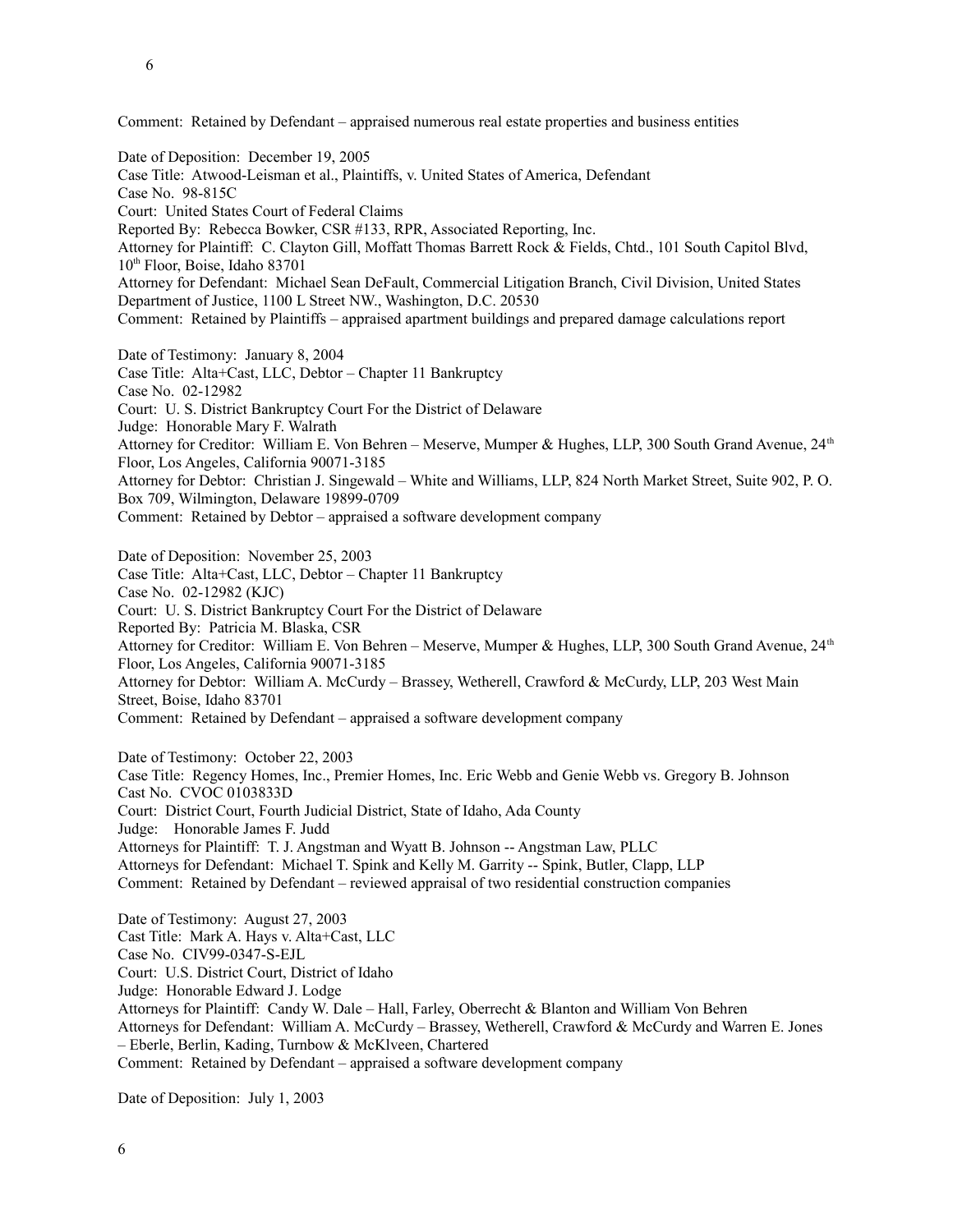Comment: Retained by Defendant – appraised numerous real estate properties and business entities

Date of Deposition: December 19, 2005
Case Title: Atwood-Leisman et al., Plaintiffs, v. United States of America, Defendant
Case No. 98-815C
Court: United States Court of Federal Claims
Reported By: Rebecca Bowker, CSR #133, RPR, Associated Reporting, Inc.
Attorney for Plaintiff: C. Clayton Gill, Moffatt Thomas Barrett Rock & Fields, Chtd., 101 South Capitol Blvd, 10th Floor, Boise, Idaho 83701
Attorney for Defendant: Michael Sean DeFault, Commercial Litigation Branch, Civil Division, United States Department of Justice, 1100 L Street NW., Washington, D.C. 20530
Comment: Retained by Plaintiffs – appraised apartment buildings and prepared damage calculations report

Date of Testimony: January 8, 2004
Case Title: Alta+Cast, LLC, Debtor – Chapter 11 Bankruptcy
Case No. 02-12982
Court: U. S. District Bankruptcy Court For the District of Delaware
Judge: Honorable Mary F. Walrath
Attorney for Creditor: William E. Von Behren – Meserve, Mumper & Hughes, LLP, 300 South Grand Avenue, 24th Floor, Los Angeles, California 90071-3185
Attorney for Debtor: Christian J. Singewald – White and Williams, LLP, 824 North Market Street, Suite 902, P. O. Box 709, Wilmington, Delaware 19899-0709
Comment: Retained by Debtor – appraised a software development company

Date of Deposition: November 25, 2003
Case Title: Alta+Cast, LLC, Debtor – Chapter 11 Bankruptcy
Case No. 02-12982 (KJC)
Court: U. S. District Bankruptcy Court For the District of Delaware
Reported By: Patricia M. Blaska, CSR
Attorney for Creditor: William E. Von Behren – Meserve, Mumper & Hughes, LLP, 300 South Grand Avenue, 24th Floor, Los Angeles, California 90071-3185
Attorney for Debtor: William A. McCurdy – Brassey, Wetherell, Crawford & McCurdy, LLP, 203 West Main Street, Boise, Idaho 83701
Comment: Retained by Defendant – appraised a software development company

Date of Testimony: October 22, 2003
Case Title: Regency Homes, Inc., Premier Homes, Inc. Eric Webb and Genie Webb vs. Gregory B. Johnson
Cast No. CVOC 0103833D
Court: District Court, Fourth Judicial District, State of Idaho, Ada County
Judge: Honorable James F. Judd
Attorneys for Plaintiff: T. J. Angstman and Wyatt B. Johnson -- Angstman Law, PLLC
Attorneys for Defendant: Michael T. Spink and Kelly M. Garrity -- Spink, Butler, Clapp, LLP
Comment: Retained by Defendant – reviewed appraisal of two residential construction companies

Date of Testimony: August 27, 2003
Cast Title: Mark A. Hays v. Alta+Cast, LLC
Case No. CIV99-0347-S-EJL
Court: U.S. District Court, District of Idaho
Judge: Honorable Edward J. Lodge
Attorneys for Plaintiff: Candy W. Dale – Hall, Farley, Oberrecht & Blanton and William Von Behren
Attorneys for Defendant: William A. McCurdy – Brassey, Wetherell, Crawford & McCurdy and Warren E. Jones – Eberle, Berlin, Kading, Turnbow & McKlveen, Chartered
Comment: Retained by Defendant – appraised a software development company

Date of Deposition: July 1, 2003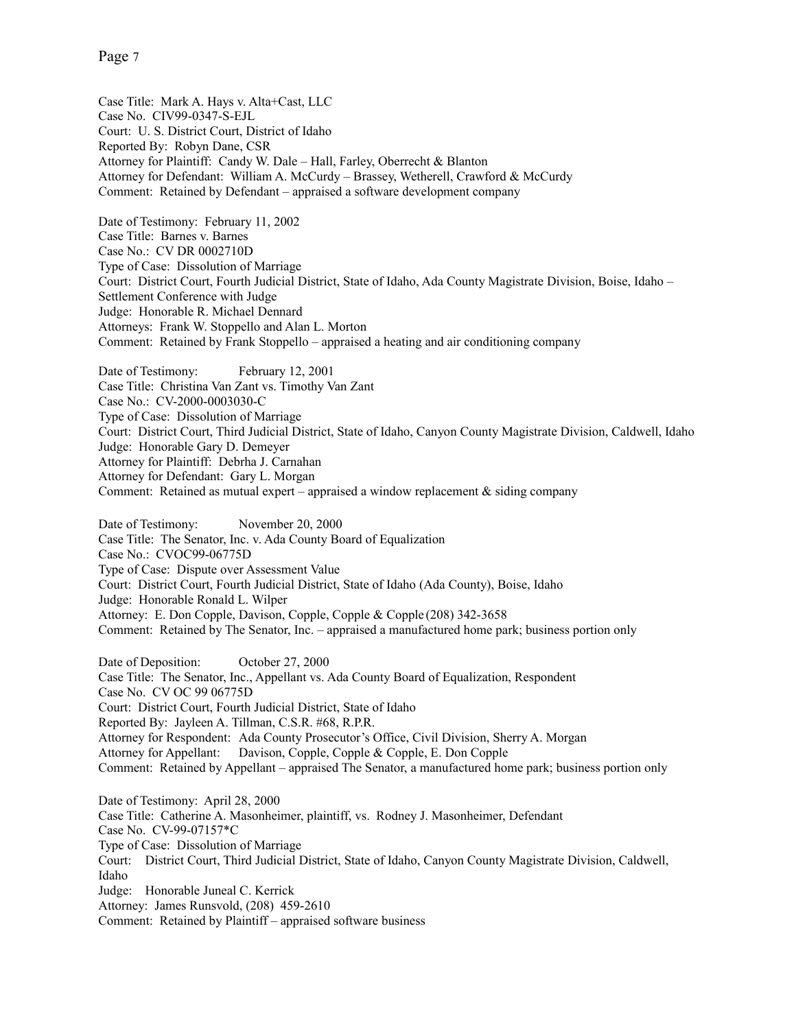Case Title: Mark A. Hays v. Alta+Cast, LLC
Case No. CIV99-0347-S-EJL
Court: U. S. District Court, District of Idaho
Reported By: Robyn Dane, CSR
Attorney for Plaintiff: Candy W. Dale – Hall, Farley, Oberrecht & Blanton
Attorney for Defendant: William A. McCurdy – Brassey, Wetherell, Crawford & McCurdy
Comment: Retained by Defendant – appraised a software development company

Date of Testimony: February 11, 2002
Case Title: Barnes v. Barnes
Case No.: CV DR 0002710D
Type of Case: Dissolution of Marriage
Court: District Court, Fourth Judicial District, State of Idaho, Ada County Magistrate Division, Boise, Idaho – Settlement Conference with Judge
Judge: Honorable R. Michael Dennard
Attorneys: Frank W. Stoppello and Alan L. Morton
Comment: Retained by Frank Stoppello – appraised a heating and air conditioning company

Date of Testimony: February 12, 2001
Case Title: Christina Van Zant vs. Timothy Van Zant
Case No.: CV-2000-0003030-C
Type of Case: Dissolution of Marriage
Court: District Court, Third Judicial District, State of Idaho, Canyon County Magistrate Division, Caldwell, Idaho
Judge: Honorable Gary D. Demeyer
Attorney for Plaintiff: Debrha J. Carnahan
Attorney for Defendant: Gary L. Morgan
Comment: Retained as mutual expert – appraised a window replacement & siding company

Date of Testimony: November 20, 2000
Case Title: The Senator, Inc. v. Ada County Board of Equalization
Case No.: CVOC99-06775D
Type of Case: Dispute over Assessment Value
Court: District Court, Fourth Judicial District, State of Idaho (Ada County), Boise, Idaho
Judge: Honorable Ronald L. Wilper
Attorney: E. Don Copple, Davison, Copple, Copple & Copple (208) 342-3658
Comment: Retained by The Senator, Inc. – appraised a manufactured home park; business portion only

Date of Deposition: October 27, 2000
Case Title: The Senator, Inc., Appellant vs. Ada County Board of Equalization, Respondent
Case No. CV OC 99 06775D
Court: District Court, Fourth Judicial District, State of Idaho
Reported By: Jayleen A. Tillman, C.S.R. #68, R.P.R.
Attorney for Respondent: Ada County Prosecutor's Office, Civil Division, Sherry A. Morgan
Attorney for Appellant: Davison, Copple, Copple & Copple, E. Don Copple
Comment: Retained by Appellant – appraised The Senator, a manufactured home park; business portion only

Date of Testimony: April 28, 2000
Case Title: Catherine A. Masonheimer, plaintiff, vs. Rodney J. Masonheimer, Defendant
Case No. CV-99-07157*C
Type of Case: Dissolution of Marriage
Court: District Court, Third Judicial District, State of Idaho, Canyon County Magistrate Division, Caldwell, Idaho
Judge: Honorable Juneal C. Kerrick
Attorney: James Runsvold, (208) 459-2610
Comment: Retained by Plaintiff – appraised software business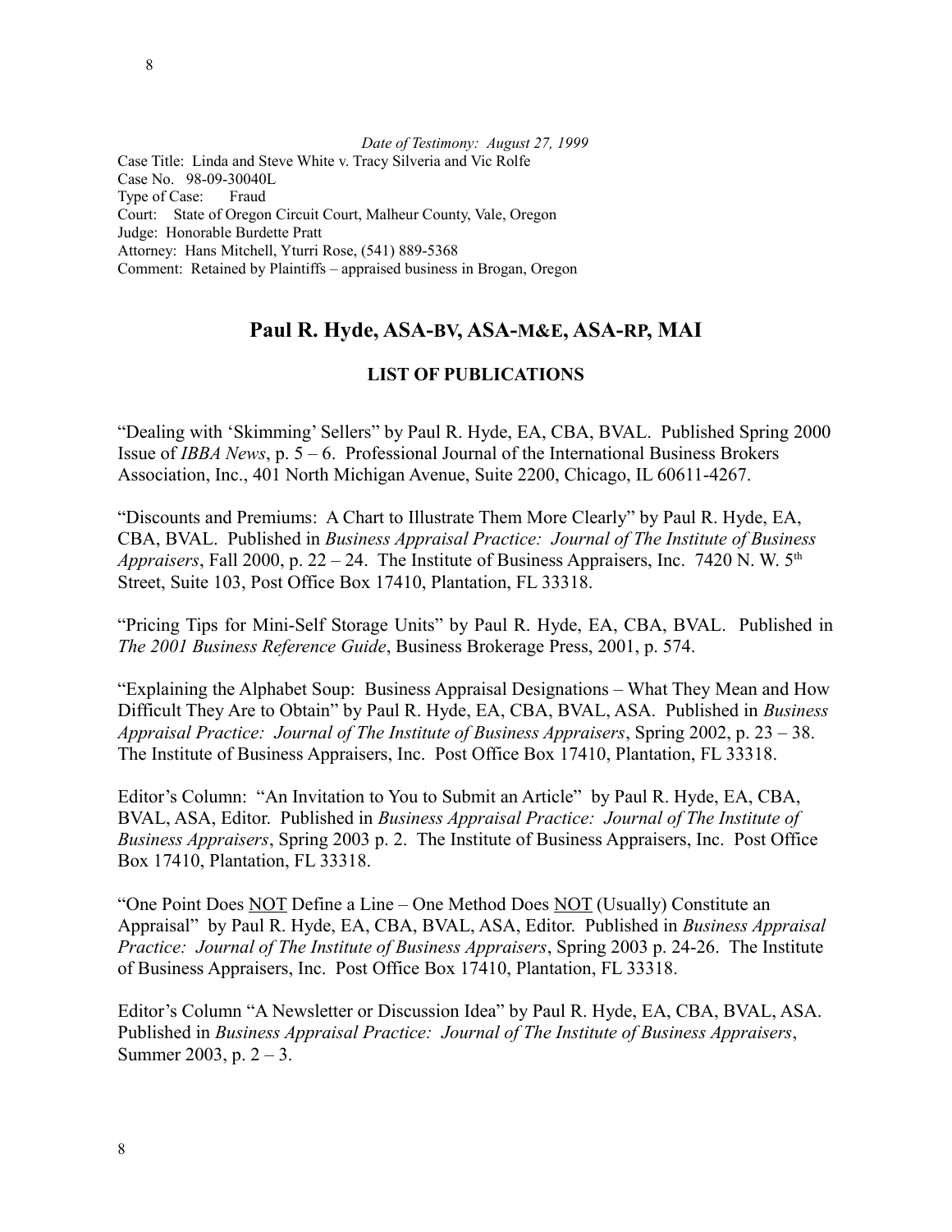*Date of Testimony: August 27, 1999*

Case Title: Linda and Steve White v. Tracy Silveria and Vic Rolfe
Case No. 98-09-30040L
Type of Case: Fraud
Court: State of Oregon Circuit Court, Malheur County, Vale, Oregon
Judge: Honorable Burdette Pratt
Attorney: Hans Mitchell, Yturri Rose, (541) 889-5368
Comment: Retained by Plaintiffs – appraised business in Brogan, Oregon

## Paul R. Hyde, ASA-BV, ASA-M&E, ASA-RP, MAI

### LIST OF PUBLICATIONS

"Dealing with 'Skimming' Sellers" by Paul R. Hyde, EA, CBA, BVAL. Published Spring 2000 Issue of *IBBA News*, p. 5 – 6. Professional Journal of the International Business Brokers Association, Inc., 401 North Michigan Avenue, Suite 2200, Chicago, IL 60611-4267.

"Discounts and Premiums: A Chart to Illustrate Them More Clearly" by Paul R. Hyde, EA, CBA, BVAL. Published in *Business Appraisal Practice: Journal of The Institute of Business Appraisers*, Fall 2000, p. 22 – 24. The Institute of Business Appraisers, Inc. 7420 N. W. 5th Street, Suite 103, Post Office Box 17410, Plantation, FL 33318.

"Pricing Tips for Mini-Self Storage Units" by Paul R. Hyde, EA, CBA, BVAL. Published in *The 2001 Business Reference Guide*, Business Brokerage Press, 2001, p. 574.

"Explaining the Alphabet Soup: Business Appraisal Designations – What They Mean and How Difficult They Are to Obtain" by Paul R. Hyde, EA, CBA, BVAL, ASA. Published in *Business Appraisal Practice: Journal of The Institute of Business Appraisers*, Spring 2002, p. 23 – 38. The Institute of Business Appraisers, Inc. Post Office Box 17410, Plantation, FL 33318.

Editor's Column: "An Invitation to You to Submit an Article" by Paul R. Hyde, EA, CBA, BVAL, ASA, Editor. Published in *Business Appraisal Practice: Journal of The Institute of Business Appraisers*, Spring 2003 p. 2. The Institute of Business Appraisers, Inc. Post Office Box 17410, Plantation, FL 33318.

"One Point Does <u>NOT</u> Define a Line – One Method Does <u>NOT</u> (Usually) Constitute an Appraisal" by Paul R. Hyde, EA, CBA, BVAL, ASA, Editor. Published in *Business Appraisal Practice: Journal of The Institute of Business Appraisers*, Spring 2003 p. 24-26. The Institute of Business Appraisers, Inc. Post Office Box 17410, Plantation, FL 33318.

Editor's Column "A Newsletter or Discussion Idea" by Paul R. Hyde, EA, CBA, BVAL, ASA. Published in *Business Appraisal Practice: Journal of The Institute of Business Appraisers*, Summer 2003, p. 2 – 3.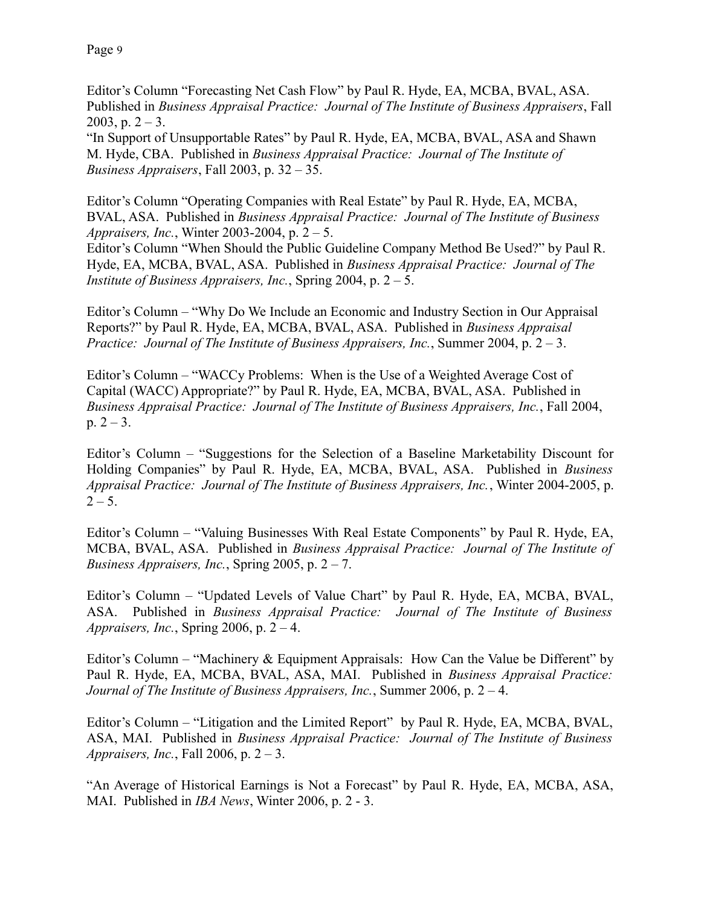Editor's Column "Forecasting Net Cash Flow" by Paul R. Hyde, EA, MCBA, BVAL, ASA. Published in *Business Appraisal Practice: Journal of The Institute of Business Appraisers*, Fall 2003, p. 2 – 3.
"In Support of Unsupportable Rates" by Paul R. Hyde, EA, MCBA, BVAL, ASA and Shawn M. Hyde, CBA. Published in *Business Appraisal Practice: Journal of The Institute of Business Appraisers*, Fall 2003, p. 32 – 35.

Editor's Column "Operating Companies with Real Estate" by Paul R. Hyde, EA, MCBA, BVAL, ASA. Published in *Business Appraisal Practice: Journal of The Institute of Business Appraisers, Inc.*, Winter 2003-2004, p. 2 – 5.
Editor's Column "When Should the Public Guideline Company Method Be Used?" by Paul R. Hyde, EA, MCBA, BVAL, ASA. Published in *Business Appraisal Practice: Journal of The Institute of Business Appraisers, Inc.*, Spring 2004, p. 2 – 5.

Editor's Column – "Why Do We Include an Economic and Industry Section in Our Appraisal Reports?" by Paul R. Hyde, EA, MCBA, BVAL, ASA. Published in *Business Appraisal Practice: Journal of The Institute of Business Appraisers, Inc.*, Summer 2004, p. 2 – 3.

Editor's Column – "WACCy Problems: When is the Use of a Weighted Average Cost of Capital (WACC) Appropriate?" by Paul R. Hyde, EA, MCBA, BVAL, ASA. Published in *Business Appraisal Practice: Journal of The Institute of Business Appraisers, Inc.*, Fall 2004, p. 2 – 3.

Editor's Column – "Suggestions for the Selection of a Baseline Marketability Discount for Holding Companies" by Paul R. Hyde, EA, MCBA, BVAL, ASA. Published in *Business Appraisal Practice: Journal of The Institute of Business Appraisers, Inc.*, Winter 2004-2005, p. 2 – 5.

Editor's Column – "Valuing Businesses With Real Estate Components" by Paul R. Hyde, EA, MCBA, BVAL, ASA. Published in *Business Appraisal Practice: Journal of The Institute of Business Appraisers, Inc.*, Spring 2005, p. 2 – 7.

Editor's Column – "Updated Levels of Value Chart" by Paul R. Hyde, EA, MCBA, BVAL, ASA. Published in *Business Appraisal Practice: Journal of The Institute of Business Appraisers, Inc.*, Spring 2006, p. 2 – 4.

Editor's Column – "Machinery & Equipment Appraisals: How Can the Value be Different" by Paul R. Hyde, EA, MCBA, BVAL, ASA, MAI. Published in *Business Appraisal Practice: Journal of The Institute of Business Appraisers, Inc.*, Summer 2006, p. 2 – 4.

Editor's Column – "Litigation and the Limited Report" by Paul R. Hyde, EA, MCBA, BVAL, ASA, MAI. Published in *Business Appraisal Practice: Journal of The Institute of Business Appraisers, Inc.*, Fall 2006, p. 2 – 3.

"An Average of Historical Earnings is Not a Forecast" by Paul R. Hyde, EA, MCBA, ASA, MAI. Published in *IBA News*, Winter 2006, p. 2 - 3.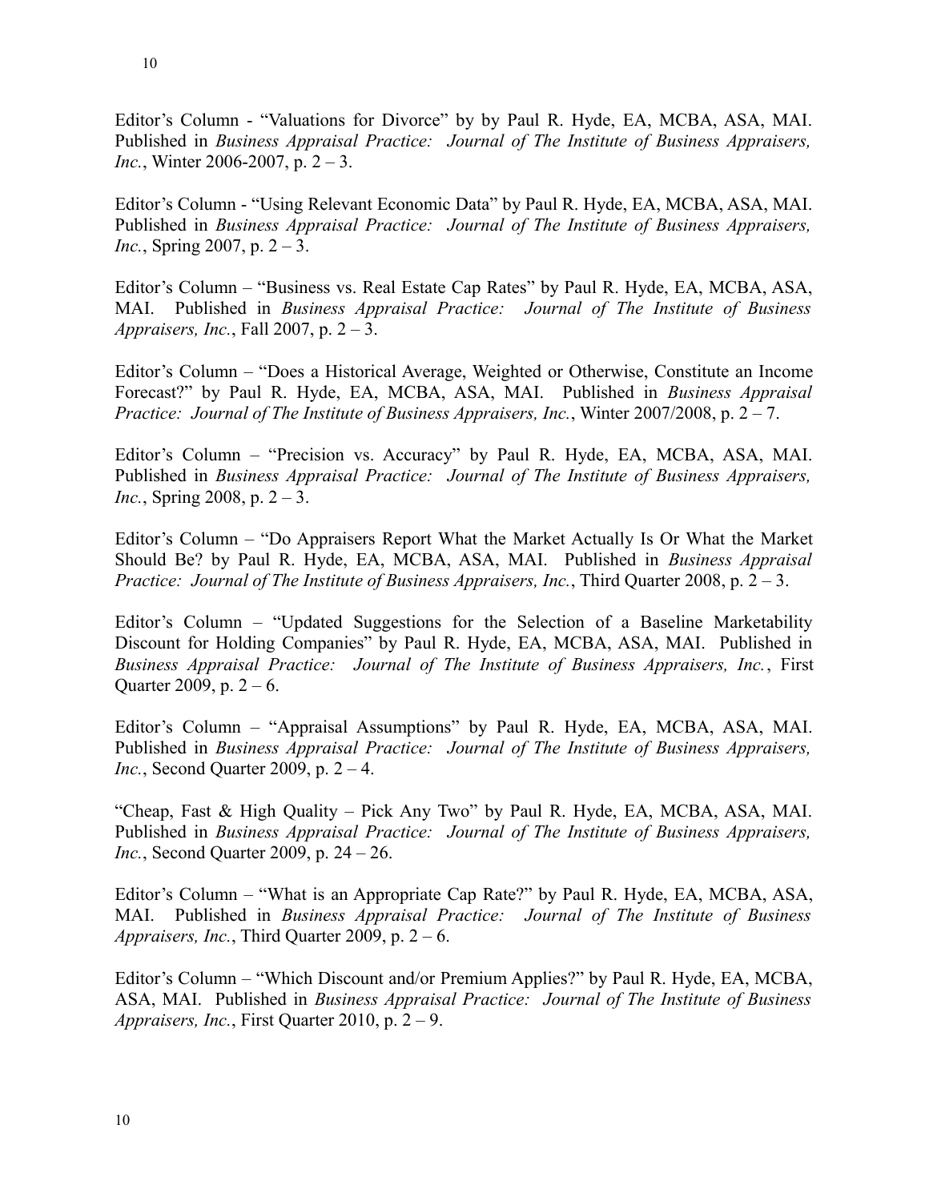Editor's Column - "Valuations for Divorce" by by Paul R. Hyde, EA, MCBA, ASA, MAI. Published in *Business Appraisal Practice: Journal of The Institute of Business Appraisers, Inc.*, Winter 2006-2007, p. 2 – 3.

Editor's Column - "Using Relevant Economic Data" by Paul R. Hyde, EA, MCBA, ASA, MAI. Published in *Business Appraisal Practice: Journal of The Institute of Business Appraisers, Inc.*, Spring 2007, p. 2 – 3.

Editor's Column – "Business vs. Real Estate Cap Rates" by Paul R. Hyde, EA, MCBA, ASA, MAI. Published in *Business Appraisal Practice: Journal of The Institute of Business Appraisers, Inc.*, Fall 2007, p. 2 – 3.

Editor's Column – "Does a Historical Average, Weighted or Otherwise, Constitute an Income Forecast?" by Paul R. Hyde, EA, MCBA, ASA, MAI. Published in *Business Appraisal Practice: Journal of The Institute of Business Appraisers, Inc.*, Winter 2007/2008, p. 2 – 7.

Editor's Column – "Precision vs. Accuracy" by Paul R. Hyde, EA, MCBA, ASA, MAI. Published in *Business Appraisal Practice: Journal of The Institute of Business Appraisers, Inc.*, Spring 2008, p. 2 – 3.

Editor's Column – "Do Appraisers Report What the Market Actually Is Or What the Market Should Be? by Paul R. Hyde, EA, MCBA, ASA, MAI. Published in *Business Appraisal Practice: Journal of The Institute of Business Appraisers, Inc.*, Third Quarter 2008, p. 2 – 3.

Editor's Column – "Updated Suggestions for the Selection of a Baseline Marketability Discount for Holding Companies" by Paul R. Hyde, EA, MCBA, ASA, MAI. Published in *Business Appraisal Practice: Journal of The Institute of Business Appraisers, Inc.*, First Quarter 2009, p. 2 – 6.

Editor's Column – "Appraisal Assumptions" by Paul R. Hyde, EA, MCBA, ASA, MAI. Published in *Business Appraisal Practice: Journal of The Institute of Business Appraisers, Inc.*, Second Quarter 2009, p. 2 – 4.

"Cheap, Fast & High Quality – Pick Any Two" by Paul R. Hyde, EA, MCBA, ASA, MAI. Published in *Business Appraisal Practice: Journal of The Institute of Business Appraisers, Inc.*, Second Quarter 2009, p. 24 – 26.

Editor's Column – "What is an Appropriate Cap Rate?" by Paul R. Hyde, EA, MCBA, ASA, MAI. Published in *Business Appraisal Practice: Journal of The Institute of Business Appraisers, Inc.*, Third Quarter 2009, p. 2 – 6.

Editor's Column – "Which Discount and/or Premium Applies?" by Paul R. Hyde, EA, MCBA, ASA, MAI. Published in *Business Appraisal Practice: Journal of The Institute of Business Appraisers, Inc.*, First Quarter 2010, p. 2 – 9.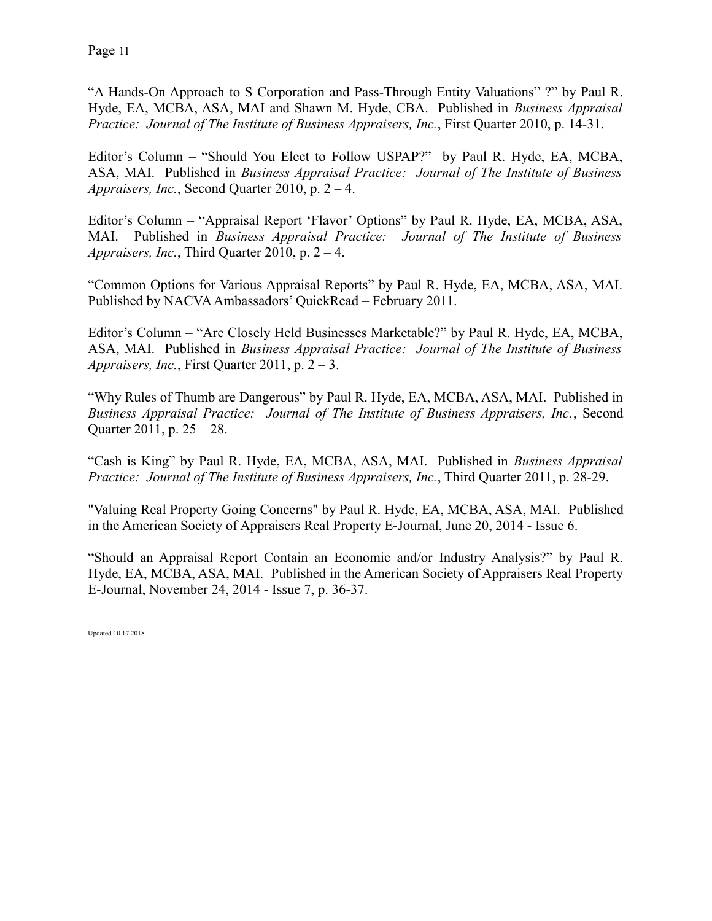"A Hands-On Approach to S Corporation and Pass-Through Entity Valuations" ?" by Paul R. Hyde, EA, MCBA, ASA, MAI and Shawn M. Hyde, CBA. Published in *Business Appraisal Practice: Journal of The Institute of Business Appraisers, Inc.*, First Quarter 2010, p. 14-31.

Editor's Column – "Should You Elect to Follow USPAP?" by Paul R. Hyde, EA, MCBA, ASA, MAI. Published in *Business Appraisal Practice: Journal of The Institute of Business Appraisers, Inc.*, Second Quarter 2010, p. 2 – 4.

Editor's Column – "Appraisal Report 'Flavor' Options" by Paul R. Hyde, EA, MCBA, ASA, MAI. Published in *Business Appraisal Practice: Journal of The Institute of Business Appraisers, Inc.*, Third Quarter 2010, p. 2 – 4.

"Common Options for Various Appraisal Reports" by Paul R. Hyde, EA, MCBA, ASA, MAI. Published by NACVA Ambassadors' QuickRead – February 2011.

Editor's Column – "Are Closely Held Businesses Marketable?" by Paul R. Hyde, EA, MCBA, ASA, MAI. Published in *Business Appraisal Practice: Journal of The Institute of Business Appraisers, Inc.*, First Quarter 2011, p. 2 – 3.

"Why Rules of Thumb are Dangerous" by Paul R. Hyde, EA, MCBA, ASA, MAI. Published in *Business Appraisal Practice: Journal of The Institute of Business Appraisers, Inc.*, Second Quarter 2011, p. 25 – 28.

"Cash is King" by Paul R. Hyde, EA, MCBA, ASA, MAI. Published in *Business Appraisal Practice: Journal of The Institute of Business Appraisers, Inc.*, Third Quarter 2011, p. 28-29.

"Valuing Real Property Going Concerns" by Paul R. Hyde, EA, MCBA, ASA, MAI. Published in the American Society of Appraisers Real Property E-Journal, June 20, 2014 - Issue 6.

"Should an Appraisal Report Contain an Economic and/or Industry Analysis?" by Paul R. Hyde, EA, MCBA, ASA, MAI. Published in the American Society of Appraisers Real Property E-Journal, November 24, 2014 - Issue 7, p. 36-37.

Updated 10.17.2018